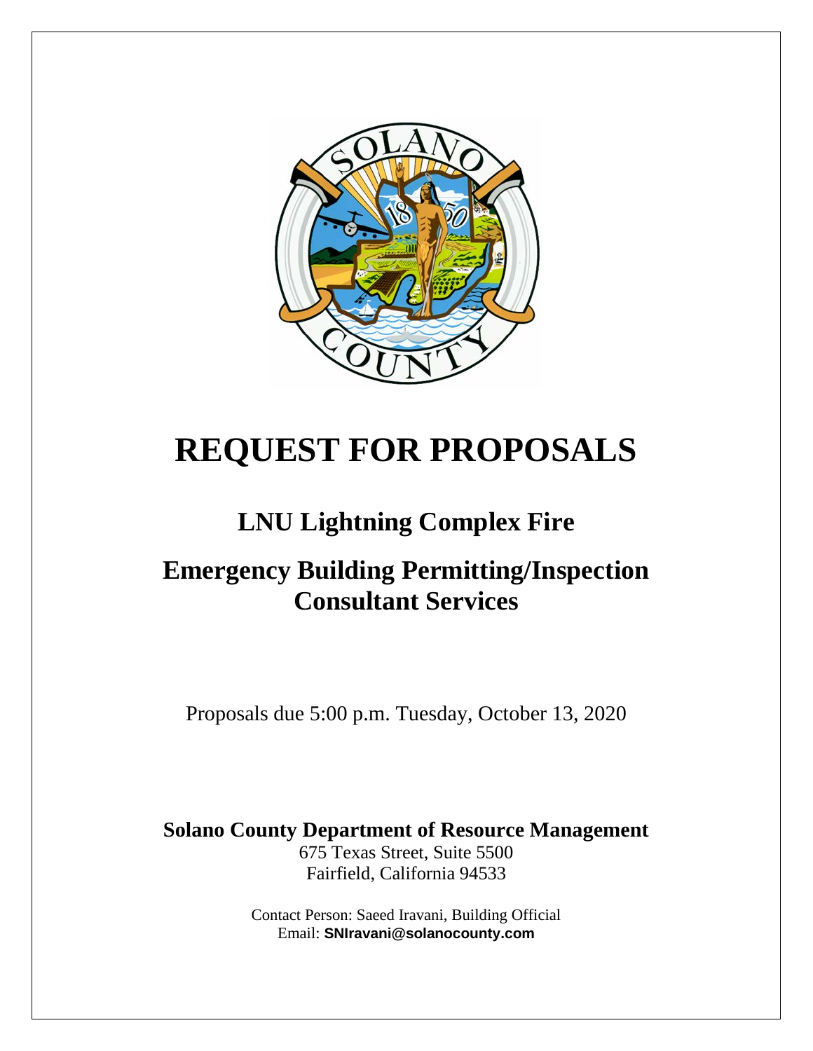# REQUEST FOR PROPOSALS

## LNU Lightning Complex Fire

## Emergency Building Permitting/Inspection Consultant Services

Proposals due 5:00 p.m. Tuesday, October 13, 2020

**Solano County Department of Resource Management**
675 Texas Street, Suite 5500
Fairfield, California 94533

Contact Person: Saeed Iravani, Building Official
Email: **SNIravani@solanocounty.com**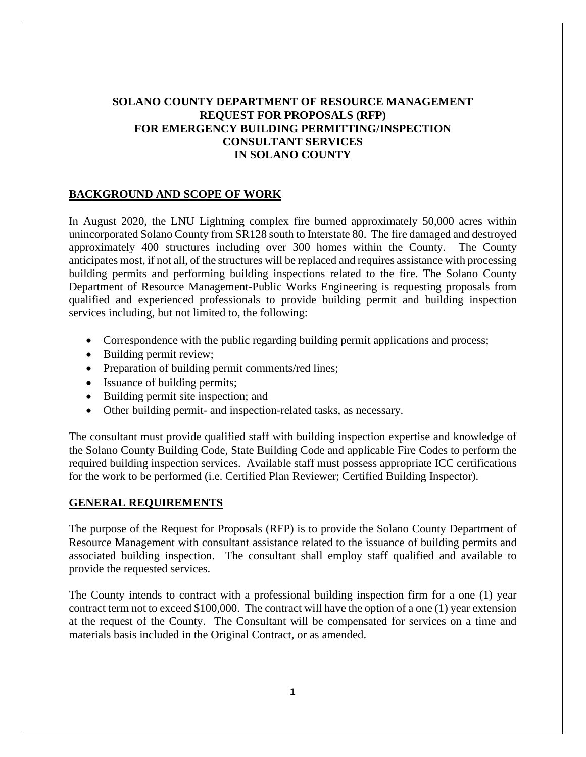# SOLANO COUNTY DEPARTMENT OF RESOURCE MANAGEMENT REQUEST FOR PROPOSALS (RFP) FOR EMERGENCY BUILDING PERMITTING/INSPECTION CONSULTANT SERVICES IN SOLANO COUNTY

## BACKGROUND AND SCOPE OF WORK

In August 2020, the LNU Lightning complex fire burned approximately 50,000 acres within unincorporated Solano County from SR128 south to Interstate 80. The fire damaged and destroyed approximately 400 structures including over 300 homes within the County. The County anticipates most, if not all, of the structures will be replaced and requires assistance with processing building permits and performing building inspections related to the fire. The Solano County Department of Resource Management-Public Works Engineering is requesting proposals from qualified and experienced professionals to provide building permit and building inspection services including, but not limited to, the following:

- Correspondence with the public regarding building permit applications and process;
- Building permit review;
- Preparation of building permit comments/red lines;
- Issuance of building permits;
- Building permit site inspection; and
- Other building permit- and inspection-related tasks, as necessary.

The consultant must provide qualified staff with building inspection expertise and knowledge of the Solano County Building Code, State Building Code and applicable Fire Codes to perform the required building inspection services. Available staff must possess appropriate ICC certifications for the work to be performed (i.e. Certified Plan Reviewer; Certified Building Inspector).

## GENERAL REQUIREMENTS

The purpose of the Request for Proposals (RFP) is to provide the Solano County Department of Resource Management with consultant assistance related to the issuance of building permits and associated building inspection. The consultant shall employ staff qualified and available to provide the requested services.

The County intends to contract with a professional building inspection firm for a one (1) year contract term not to exceed $100,000. The contract will have the option of a one (1) year extension at the request of the County. The Consultant will be compensated for services on a time and materials basis included in the Original Contract, or as amended.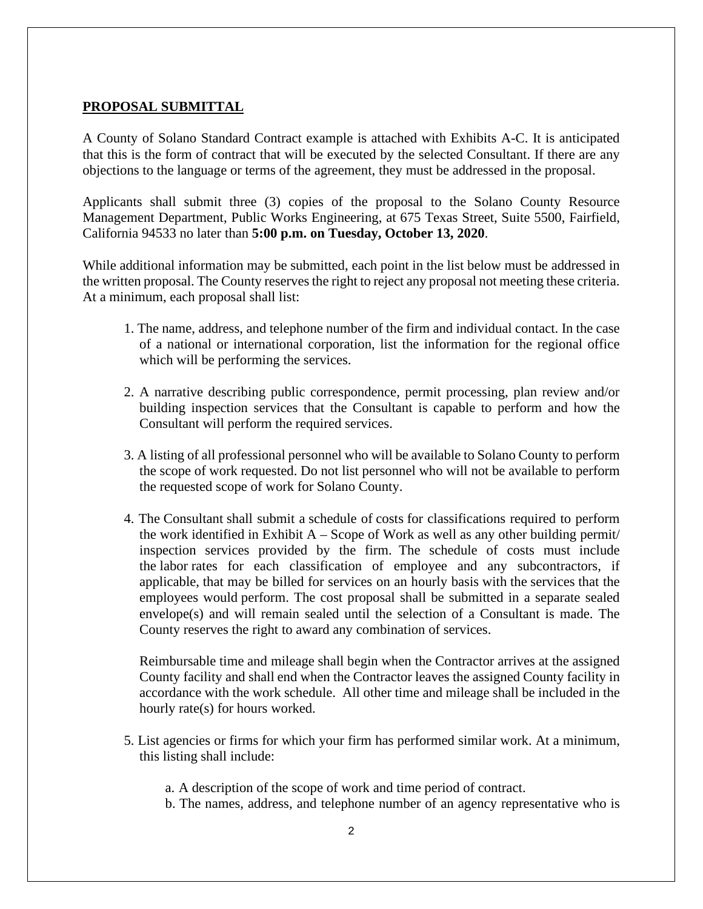**PROPOSAL SUBMITTAL**

A County of Solano Standard Contract example is attached with Exhibits A-C. It is anticipated that this is the form of contract that will be executed by the selected Consultant. If there are any objections to the language or terms of the agreement, they must be addressed in the proposal.

Applicants shall submit three (3) copies of the proposal to the Solano County Resource Management Department, Public Works Engineering, at 675 Texas Street, Suite 5500, Fairfield, California 94533 no later than **5:00 p.m. on Tuesday, October 13, 2020**.

While additional information may be submitted, each point in the list below must be addressed in the written proposal. The County reserves the right to reject any proposal not meeting these criteria. At a minimum, each proposal shall list:

1. The name, address, and telephone number of the firm and individual contact. In the case of a national or international corporation, list the information for the regional office which will be performing the services.

2. A narrative describing public correspondence, permit processing, plan review and/or building inspection services that the Consultant is capable to perform and how the Consultant will perform the required services.

3. A listing of all professional personnel who will be available to Solano County to perform the scope of work requested. Do not list personnel who will not be available to perform the requested scope of work for Solano County.

4. The Consultant shall submit a schedule of costs for classifications required to perform the work identified in Exhibit A – Scope of Work as well as any other building permit/ inspection services provided by the firm. The schedule of costs must include the labor rates for each classification of employee and any subcontractors, if applicable, that may be billed for services on an hourly basis with the services that the employees would perform. The cost proposal shall be submitted in a separate sealed envelope(s) and will remain sealed until the selection of a Consultant is made. The County reserves the right to award any combination of services.

   Reimbursable time and mileage shall begin when the Contractor arrives at the assigned County facility and shall end when the Contractor leaves the assigned County facility in accordance with the work schedule. All other time and mileage shall be included in the hourly rate(s) for hours worked.

5. List agencies or firms for which your firm has performed similar work. At a minimum, this listing shall include:

   a. A description of the scope of work and time period of contract.
   b. The names, address, and telephone number of an agency representative who is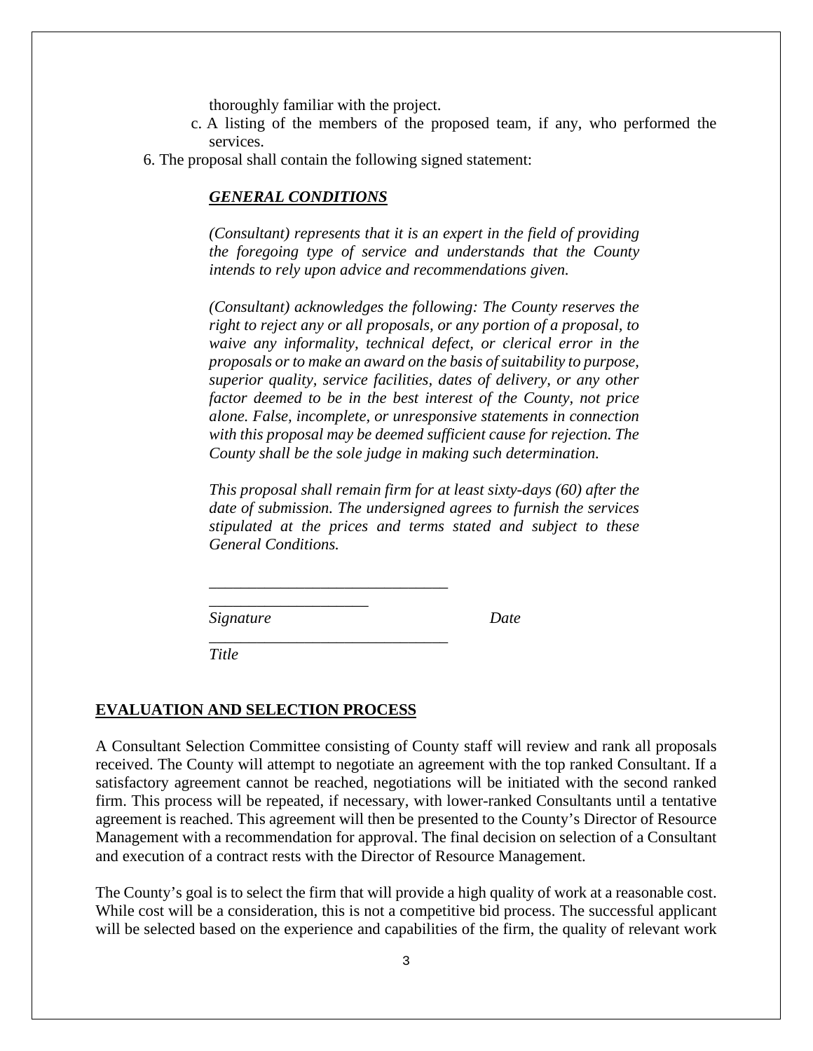thoroughly familiar with the project.

   c. A listing of the members of the proposed team, if any, who performed the services.

6. The proposal shall contain the following signed statement:

***GENERAL CONDITIONS***

*(Consultant) represents that it is an expert in the field of providing the foregoing type of service and understands that the County intends to rely upon advice and recommendations given.*

*(Consultant) acknowledges the following: The County reserves the right to reject any or all proposals, or any portion of a proposal, to waive any informality, technical defect, or clerical error in the proposals or to make an award on the basis of suitability to purpose, superior quality, service facilities, dates of delivery, or any other factor deemed to be in the best interest of the County, not price alone. False, incomplete, or unresponsive statements in connection with this proposal may be deemed sufficient cause for rejection. The County shall be the sole judge in making such determination.*

*This proposal shall remain firm for at least sixty-days (60) after the date of submission. The undersigned agrees to furnish the services stipulated at the prices and terms stated and subject to these General Conditions.*

______________________________ ____________________

*Signature* *Date*

______________________________

*Title*

## EVALUATION AND SELECTION PROCESS

A Consultant Selection Committee consisting of County staff will review and rank all proposals received. The County will attempt to negotiate an agreement with the top ranked Consultant. If a satisfactory agreement cannot be reached, negotiations will be initiated with the second ranked firm. This process will be repeated, if necessary, with lower-ranked Consultants until a tentative agreement is reached. This agreement will then be presented to the County's Director of Resource Management with a recommendation for approval. The final decision on selection of a Consultant and execution of a contract rests with the Director of Resource Management.

The County's goal is to select the firm that will provide a high quality of work at a reasonable cost. While cost will be a consideration, this is not a competitive bid process. The successful applicant will be selected based on the experience and capabilities of the firm, the quality of relevant work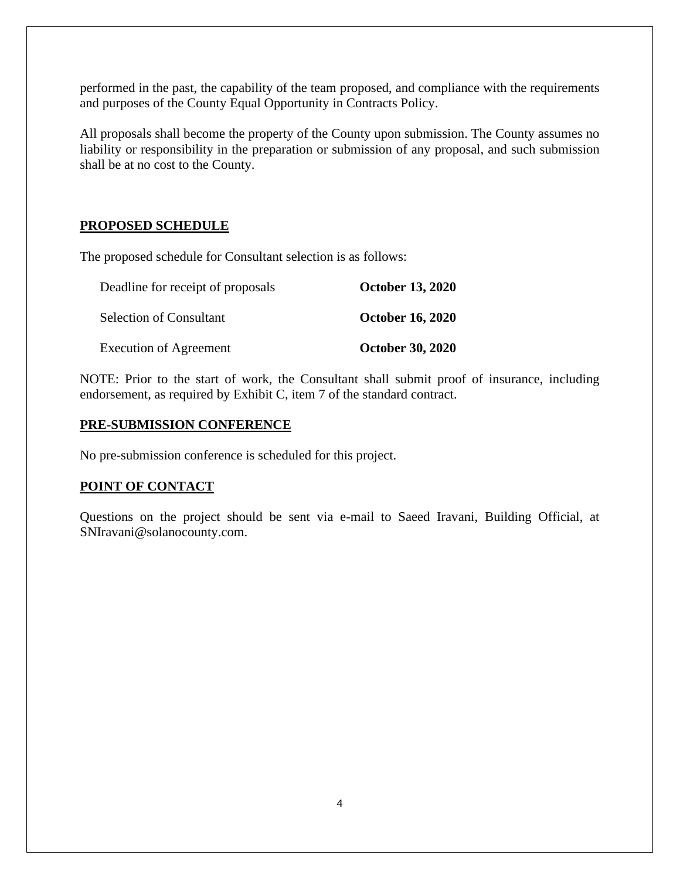performed in the past, the capability of the team proposed, and compliance with the requirements and purposes of the County Equal Opportunity in Contracts Policy.

All proposals shall become the property of the County upon submission. The County assumes no liability or responsibility in the preparation or submission of any proposal, and such submission shall be at no cost to the County.

## PROPOSED SCHEDULE

The proposed schedule for Consultant selection is as follows:

| | |
|---|---|
| Deadline for receipt of proposals | **October 13, 2020** |
| Selection of Consultant | **October 16, 2020** |
| Execution of Agreement | **October 30, 2020** |

NOTE: Prior to the start of work, the Consultant shall submit proof of insurance, including endorsement, as required by Exhibit C, item 7 of the standard contract.

## PRE-SUBMISSION CONFERENCE

No pre-submission conference is scheduled for this project.

## POINT OF CONTACT

Questions on the project should be sent via e-mail to Saeed Iravani, Building Official, at SNIravani@solanocounty.com.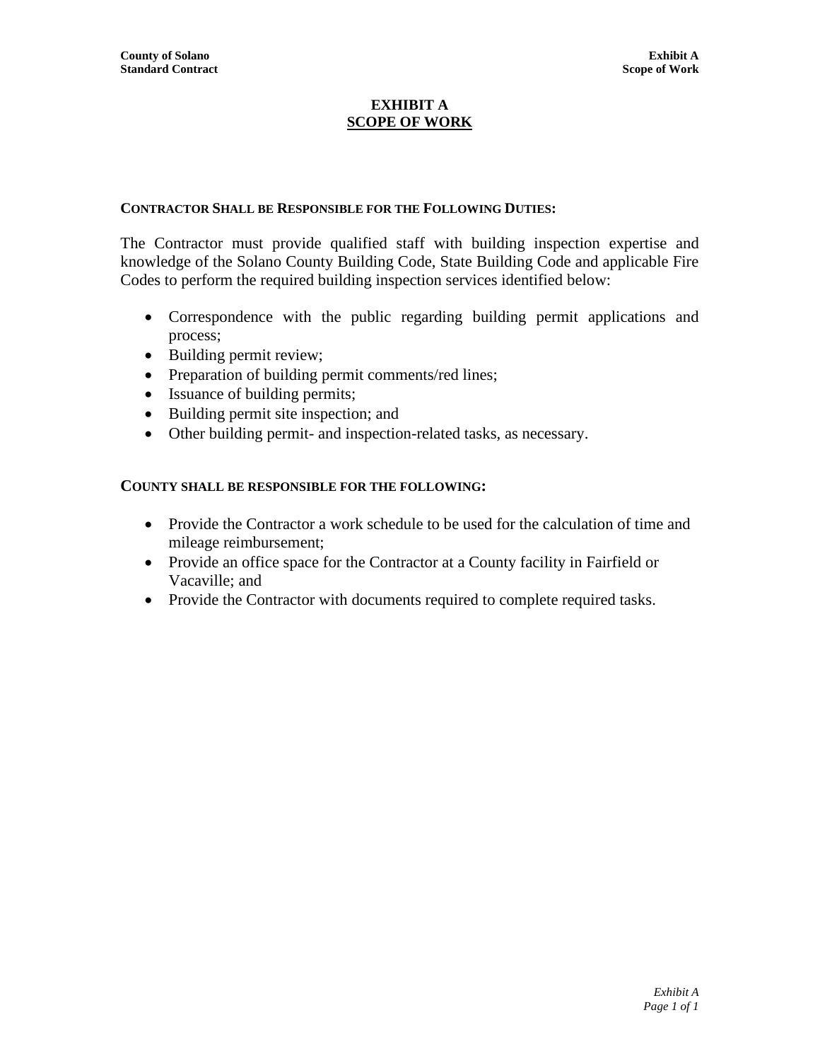# EXHIBIT A
## SCOPE OF WORK

**CONTRACTOR SHALL BE RESPONSIBLE FOR THE FOLLOWING DUTIES:**

The Contractor must provide qualified staff with building inspection expertise and knowledge of the Solano County Building Code, State Building Code and applicable Fire Codes to perform the required building inspection services identified below:

- Correspondence with the public regarding building permit applications and process;
- Building permit review;
- Preparation of building permit comments/red lines;
- Issuance of building permits;
- Building permit site inspection; and
- Other building permit- and inspection-related tasks, as necessary.

**COUNTY SHALL BE RESPONSIBLE FOR THE FOLLOWING:**

- Provide the Contractor a work schedule to be used for the calculation of time and mileage reimbursement;
- Provide an office space for the Contractor at a County facility in Fairfield or Vacaville; and
- Provide the Contractor with documents required to complete required tasks.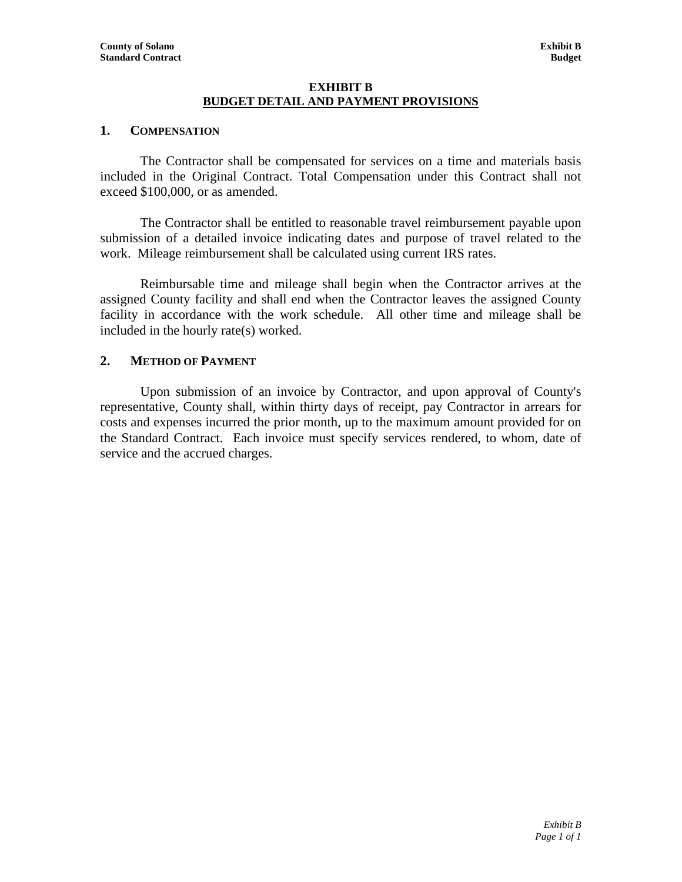# EXHIBIT B
## BUDGET DETAIL AND PAYMENT PROVISIONS

### 1. COMPENSATION

The Contractor shall be compensated for services on a time and materials basis included in the Original Contract. Total Compensation under this Contract shall not exceed $100,000, or as amended.

The Contractor shall be entitled to reasonable travel reimbursement payable upon submission of a detailed invoice indicating dates and purpose of travel related to the work. Mileage reimbursement shall be calculated using current IRS rates.

Reimbursable time and mileage shall begin when the Contractor arrives at the assigned County facility and shall end when the Contractor leaves the assigned County facility in accordance with the work schedule. All other time and mileage shall be included in the hourly rate(s) worked.

### 2. METHOD OF PAYMENT

Upon submission of an invoice by Contractor, and upon approval of County's representative, County shall, within thirty days of receipt, pay Contractor in arrears for costs and expenses incurred the prior month, up to the maximum amount provided for on the Standard Contract. Each invoice must specify services rendered, to whom, date of service and the accrued charges.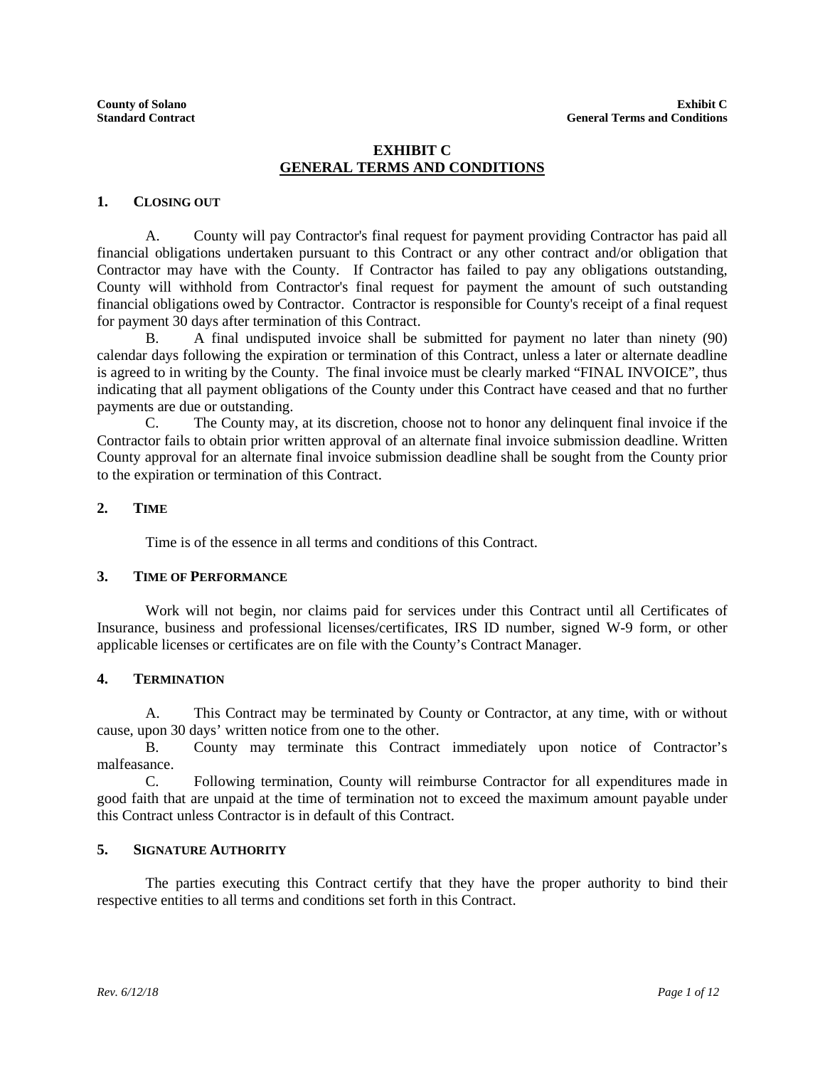# EXHIBIT C
## GENERAL TERMS AND CONDITIONS

### 1. CLOSING OUT

A. County will pay Contractor's final request for payment providing Contractor has paid all financial obligations undertaken pursuant to this Contract or any other contract and/or obligation that Contractor may have with the County. If Contractor has failed to pay any obligations outstanding, County will withhold from Contractor's final request for payment the amount of such outstanding financial obligations owed by Contractor. Contractor is responsible for County's receipt of a final request for payment 30 days after termination of this Contract.

B. A final undisputed invoice shall be submitted for payment no later than ninety (90) calendar days following the expiration or termination of this Contract, unless a later or alternate deadline is agreed to in writing by the County. The final invoice must be clearly marked "FINAL INVOICE", thus indicating that all payment obligations of the County under this Contract have ceased and that no further payments are due or outstanding.

C. The County may, at its discretion, choose not to honor any delinquent final invoice if the Contractor fails to obtain prior written approval of an alternate final invoice submission deadline. Written County approval for an alternate final invoice submission deadline shall be sought from the County prior to the expiration or termination of this Contract.

### 2. TIME

Time is of the essence in all terms and conditions of this Contract.

### 3. TIME OF PERFORMANCE

Work will not begin, nor claims paid for services under this Contract until all Certificates of Insurance, business and professional licenses/certificates, IRS ID number, signed W-9 form, or other applicable licenses or certificates are on file with the County's Contract Manager.

### 4. TERMINATION

A. This Contract may be terminated by County or Contractor, at any time, with or without cause, upon 30 days' written notice from one to the other.

B. County may terminate this Contract immediately upon notice of Contractor's malfeasance.

C. Following termination, County will reimburse Contractor for all expenditures made in good faith that are unpaid at the time of termination not to exceed the maximum amount payable under this Contract unless Contractor is in default of this Contract.

### 5. SIGNATURE AUTHORITY

The parties executing this Contract certify that they have the proper authority to bind their respective entities to all terms and conditions set forth in this Contract.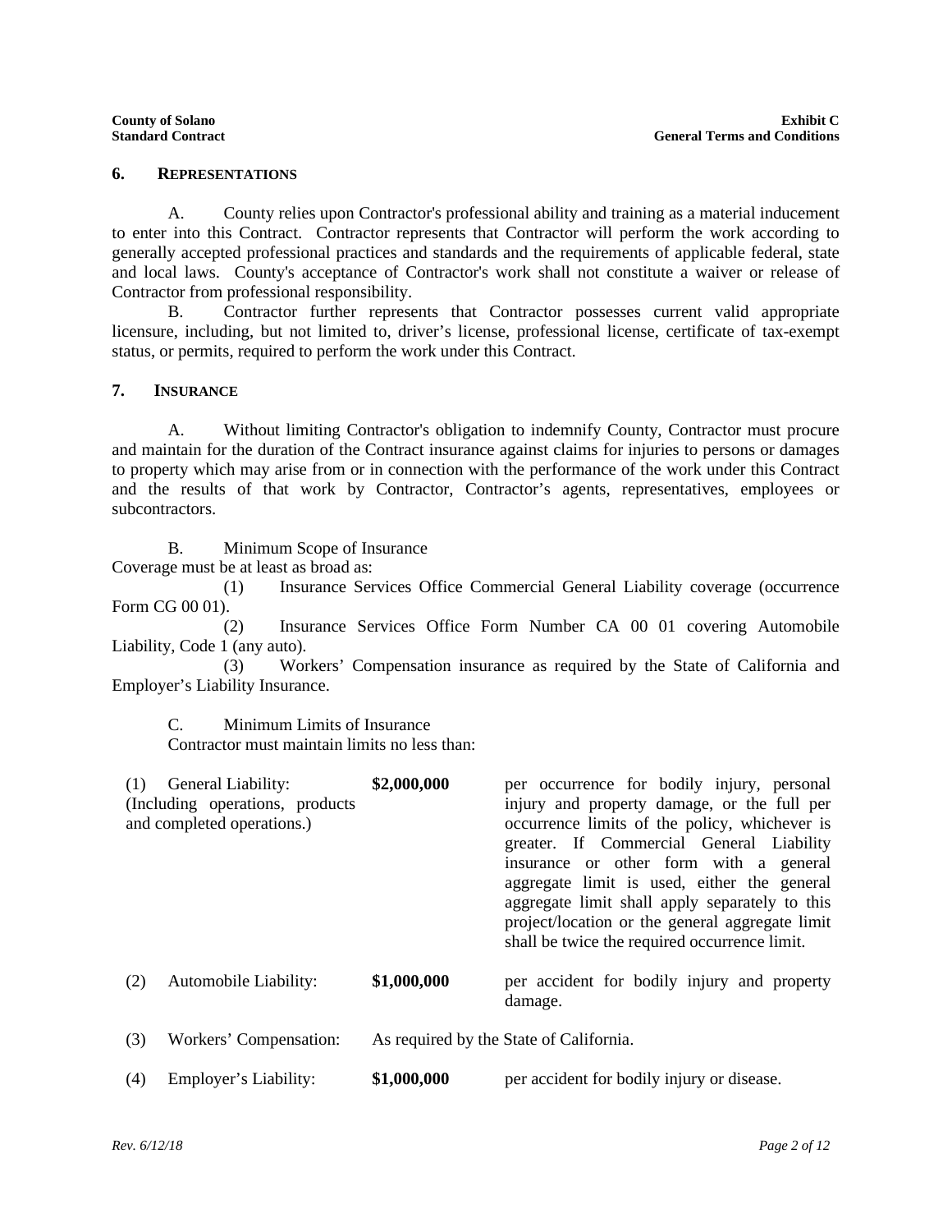### 6. REPRESENTATIONS

A. County relies upon Contractor's professional ability and training as a material inducement to enter into this Contract. Contractor represents that Contractor will perform the work according to generally accepted professional practices and standards and the requirements of applicable federal, state and local laws. County's acceptance of Contractor's work shall not constitute a waiver or release of Contractor from professional responsibility.

B. Contractor further represents that Contractor possesses current valid appropriate licensure, including, but not limited to, driver's license, professional license, certificate of tax-exempt status, or permits, required to perform the work under this Contract.

### 7. INSURANCE

A. Without limiting Contractor's obligation to indemnify County, Contractor must procure and maintain for the duration of the Contract insurance against claims for injuries to persons or damages to property which may arise from or in connection with the performance of the work under this Contract and the results of that work by Contractor, Contractor's agents, representatives, employees or subcontractors.

B. Minimum Scope of Insurance
Coverage must be at least as broad as:

(1) Insurance Services Office Commercial General Liability coverage (occurrence Form CG 00 01).

(2) Insurance Services Office Form Number CA 00 01 covering Automobile Liability, Code 1 (any auto).

(3) Workers' Compensation insurance as required by the State of California and Employer's Liability Insurance.

C. Minimum Limits of Insurance
Contractor must maintain limits no less than:

| | | |
|---|---|---|
| (1) General Liability: (Including operations, products and completed operations.) | **$2,000,000** | per occurrence for bodily injury, personal injury and property damage, or the full per occurrence limits of the policy, whichever is greater. If Commercial General Liability insurance or other form with a general aggregate limit is used, either the general aggregate limit shall apply separately to this project/location or the general aggregate limit shall be twice the required occurrence limit. |
| (2) Automobile Liability: | **$1,000,000** | per accident for bodily injury and property damage. |
| (3) Workers' Compensation: | As required by the State of California. | |
| (4) Employer's Liability: | **$1,000,000** | per accident for bodily injury or disease. |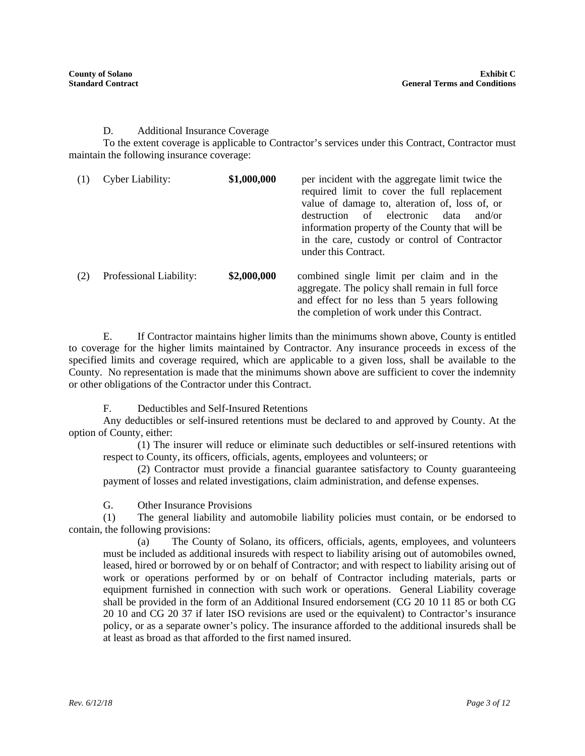D. Additional Insurance Coverage

To the extent coverage is applicable to Contractor's services under this Contract, Contractor must maintain the following insurance coverage:

| | | | |
|---|---|---|---|
| (1) | Cyber Liability: | **$1,000,000** | per incident with the aggregate limit twice the required limit to cover the full replacement value of damage to, alteration of, loss of, or destruction of electronic data and/or information property of the County that will be in the care, custody or control of Contractor under this Contract. |
| (2) | Professional Liability: | **$2,000,000** | combined single limit per claim and in the aggregate. The policy shall remain in full force and effect for no less than 5 years following the completion of work under this Contract. |

E. If Contractor maintains higher limits than the minimums shown above, County is entitled to coverage for the higher limits maintained by Contractor. Any insurance proceeds in excess of the specified limits and coverage required, which are applicable to a given loss, shall be available to the County. No representation is made that the minimums shown above are sufficient to cover the indemnity or other obligations of the Contractor under this Contract.

F. Deductibles and Self-Insured Retentions

Any deductibles or self-insured retentions must be declared to and approved by County. At the option of County, either:

(1) The insurer will reduce or eliminate such deductibles or self-insured retentions with respect to County, its officers, officials, agents, employees and volunteers; or

(2) Contractor must provide a financial guarantee satisfactory to County guaranteeing payment of losses and related investigations, claim administration, and defense expenses.

G. Other Insurance Provisions

(1) The general liability and automobile liability policies must contain, or be endorsed to contain, the following provisions:

(a) The County of Solano, its officers, officials, agents, employees, and volunteers must be included as additional insureds with respect to liability arising out of automobiles owned, leased, hired or borrowed by or on behalf of Contractor; and with respect to liability arising out of work or operations performed by or on behalf of Contractor including materials, parts or equipment furnished in connection with such work or operations. General Liability coverage shall be provided in the form of an Additional Insured endorsement (CG 20 10 11 85 or both CG 20 10 and CG 20 37 if later ISO revisions are used or the equivalent) to Contractor's insurance policy, or as a separate owner's policy. The insurance afforded to the additional insureds shall be at least as broad as that afforded to the first named insured.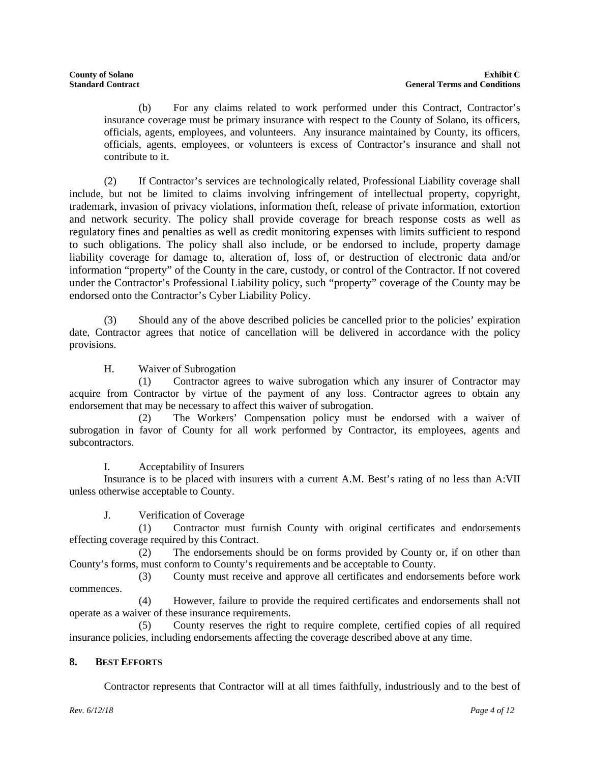(b) For any claims related to work performed under this Contract, Contractor's insurance coverage must be primary insurance with respect to the County of Solano, its officers, officials, agents, employees, and volunteers. Any insurance maintained by County, its officers, officials, agents, employees, or volunteers is excess of Contractor's insurance and shall not contribute to it.

(2) If Contractor's services are technologically related, Professional Liability coverage shall include, but not be limited to claims involving infringement of intellectual property, copyright, trademark, invasion of privacy violations, information theft, release of private information, extortion and network security. The policy shall provide coverage for breach response costs as well as regulatory fines and penalties as well as credit monitoring expenses with limits sufficient to respond to such obligations. The policy shall also include, or be endorsed to include, property damage liability coverage for damage to, alteration of, loss of, or destruction of electronic data and/or information "property" of the County in the care, custody, or control of the Contractor. If not covered under the Contractor's Professional Liability policy, such "property" coverage of the County may be endorsed onto the Contractor's Cyber Liability Policy.

(3) Should any of the above described policies be cancelled prior to the policies' expiration date, Contractor agrees that notice of cancellation will be delivered in accordance with the policy provisions.

H. Waiver of Subrogation

(1) Contractor agrees to waive subrogation which any insurer of Contractor may acquire from Contractor by virtue of the payment of any loss. Contractor agrees to obtain any endorsement that may be necessary to affect this waiver of subrogation.

(2) The Workers' Compensation policy must be endorsed with a waiver of subrogation in favor of County for all work performed by Contractor, its employees, agents and subcontractors.

I. Acceptability of Insurers

Insurance is to be placed with insurers with a current A.M. Best's rating of no less than A:VII unless otherwise acceptable to County.

J. Verification of Coverage

(1) Contractor must furnish County with original certificates and endorsements effecting coverage required by this Contract.

(2) The endorsements should be on forms provided by County or, if on other than County's forms, must conform to County's requirements and be acceptable to County.

(3) County must receive and approve all certificates and endorsements before work commences.

(4) However, failure to provide the required certificates and endorsements shall not operate as a waiver of these insurance requirements.

(5) County reserves the right to require complete, certified copies of all required insurance policies, including endorsements affecting the coverage described above at any time.

## 8. BEST EFFORTS

Contractor represents that Contractor will at all times faithfully, industriously and to the best of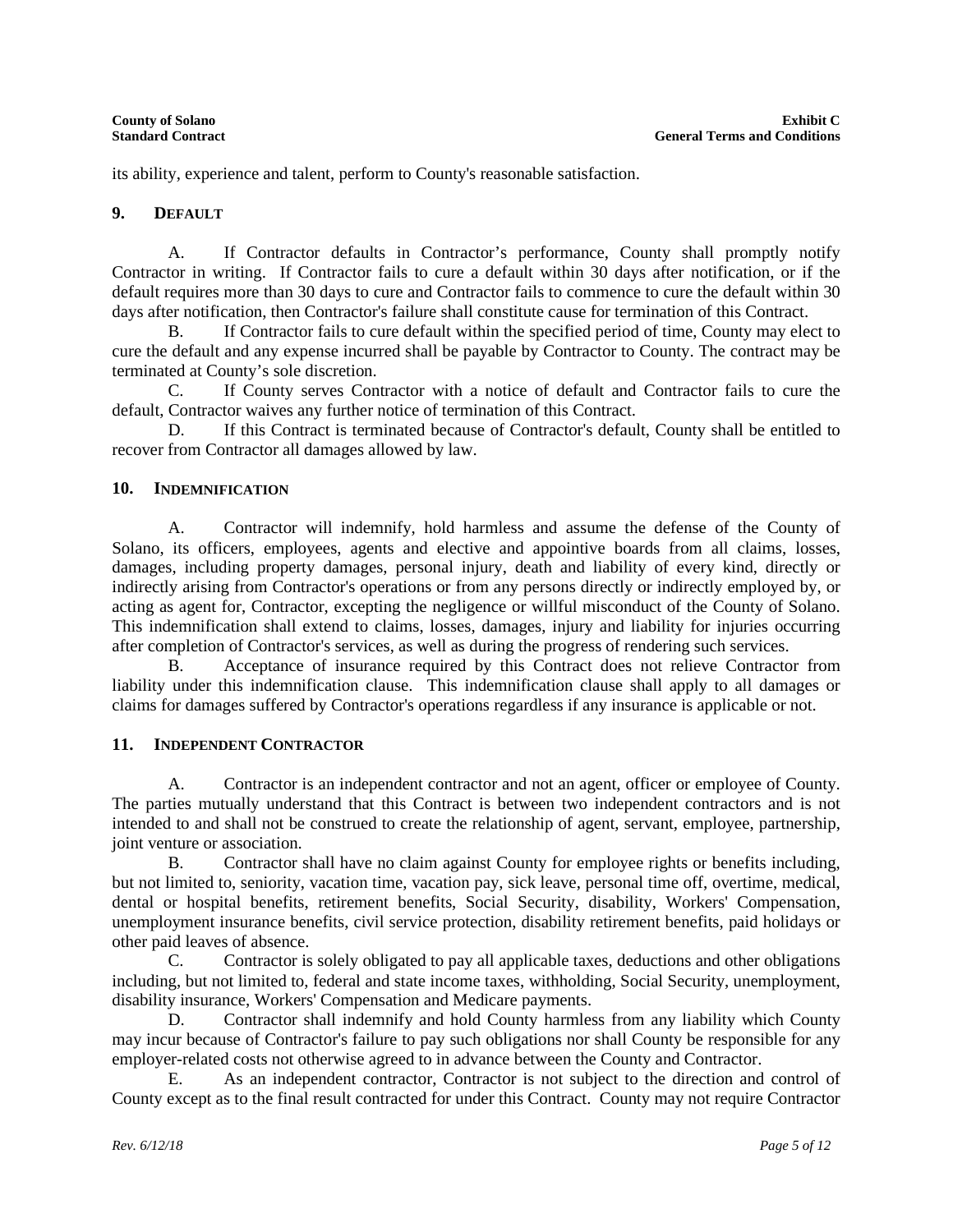its ability, experience and talent, perform to County's reasonable satisfaction.

## 9. DEFAULT

A. If Contractor defaults in Contractor's performance, County shall promptly notify Contractor in writing. If Contractor fails to cure a default within 30 days after notification, or if the default requires more than 30 days to cure and Contractor fails to commence to cure the default within 30 days after notification, then Contractor's failure shall constitute cause for termination of this Contract.

B. If Contractor fails to cure default within the specified period of time, County may elect to cure the default and any expense incurred shall be payable by Contractor to County. The contract may be terminated at County's sole discretion.

C. If County serves Contractor with a notice of default and Contractor fails to cure the default, Contractor waives any further notice of termination of this Contract.

D. If this Contract is terminated because of Contractor's default, County shall be entitled to recover from Contractor all damages allowed by law.

## 10. INDEMNIFICATION

A. Contractor will indemnify, hold harmless and assume the defense of the County of Solano, its officers, employees, agents and elective and appointive boards from all claims, losses, damages, including property damages, personal injury, death and liability of every kind, directly or indirectly arising from Contractor's operations or from any persons directly or indirectly employed by, or acting as agent for, Contractor, excepting the negligence or willful misconduct of the County of Solano. This indemnification shall extend to claims, losses, damages, injury and liability for injuries occurring after completion of Contractor's services, as well as during the progress of rendering such services.

B. Acceptance of insurance required by this Contract does not relieve Contractor from liability under this indemnification clause. This indemnification clause shall apply to all damages or claims for damages suffered by Contractor's operations regardless if any insurance is applicable or not.

## 11. INDEPENDENT CONTRACTOR

A. Contractor is an independent contractor and not an agent, officer or employee of County. The parties mutually understand that this Contract is between two independent contractors and is not intended to and shall not be construed to create the relationship of agent, servant, employee, partnership, joint venture or association.

B. Contractor shall have no claim against County for employee rights or benefits including, but not limited to, seniority, vacation time, vacation pay, sick leave, personal time off, overtime, medical, dental or hospital benefits, retirement benefits, Social Security, disability, Workers' Compensation, unemployment insurance benefits, civil service protection, disability retirement benefits, paid holidays or other paid leaves of absence.

C. Contractor is solely obligated to pay all applicable taxes, deductions and other obligations including, but not limited to, federal and state income taxes, withholding, Social Security, unemployment, disability insurance, Workers' Compensation and Medicare payments.

D. Contractor shall indemnify and hold County harmless from any liability which County may incur because of Contractor's failure to pay such obligations nor shall County be responsible for any employer-related costs not otherwise agreed to in advance between the County and Contractor.

E. As an independent contractor, Contractor is not subject to the direction and control of County except as to the final result contracted for under this Contract. County may not require Contractor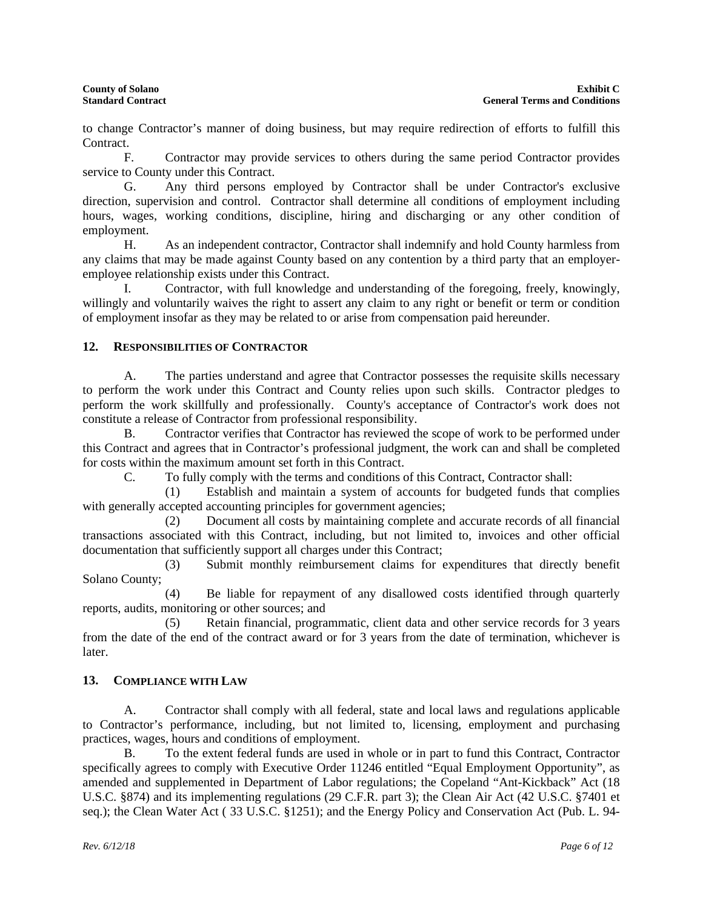to change Contractor's manner of doing business, but may require redirection of efforts to fulfill this Contract.

F. Contractor may provide services to others during the same period Contractor provides service to County under this Contract.

G. Any third persons employed by Contractor shall be under Contractor's exclusive direction, supervision and control. Contractor shall determine all conditions of employment including hours, wages, working conditions, discipline, hiring and discharging or any other condition of employment.

H. As an independent contractor, Contractor shall indemnify and hold County harmless from any claims that may be made against County based on any contention by a third party that an employer-employee relationship exists under this Contract.

I. Contractor, with full knowledge and understanding of the foregoing, freely, knowingly, willingly and voluntarily waives the right to assert any claim to any right or benefit or term or condition of employment insofar as they may be related to or arise from compensation paid hereunder.

## 12. RESPONSIBILITIES OF CONTRACTOR

A. The parties understand and agree that Contractor possesses the requisite skills necessary to perform the work under this Contract and County relies upon such skills. Contractor pledges to perform the work skillfully and professionally. County's acceptance of Contractor's work does not constitute a release of Contractor from professional responsibility.

B. Contractor verifies that Contractor has reviewed the scope of work to be performed under this Contract and agrees that in Contractor's professional judgment, the work can and shall be completed for costs within the maximum amount set forth in this Contract.

C. To fully comply with the terms and conditions of this Contract, Contractor shall:

(1) Establish and maintain a system of accounts for budgeted funds that complies with generally accepted accounting principles for government agencies;

(2) Document all costs by maintaining complete and accurate records of all financial transactions associated with this Contract, including, but not limited to, invoices and other official documentation that sufficiently support all charges under this Contract;

(3) Submit monthly reimbursement claims for expenditures that directly benefit Solano County;

(4) Be liable for repayment of any disallowed costs identified through quarterly reports, audits, monitoring or other sources; and

(5) Retain financial, programmatic, client data and other service records for 3 years from the date of the end of the contract award or for 3 years from the date of termination, whichever is later.

## 13. COMPLIANCE WITH LAW

A. Contractor shall comply with all federal, state and local laws and regulations applicable to Contractor's performance, including, but not limited to, licensing, employment and purchasing practices, wages, hours and conditions of employment.

B. To the extent federal funds are used in whole or in part to fund this Contract, Contractor specifically agrees to comply with Executive Order 11246 entitled "Equal Employment Opportunity", as amended and supplemented in Department of Labor regulations; the Copeland "Ant-Kickback" Act (18 U.S.C. §874) and its implementing regulations (29 C.F.R. part 3); the Clean Air Act (42 U.S.C. §7401 et seq.); the Clean Water Act ( 33 U.S.C. §1251); and the Energy Policy and Conservation Act (Pub. L. 94-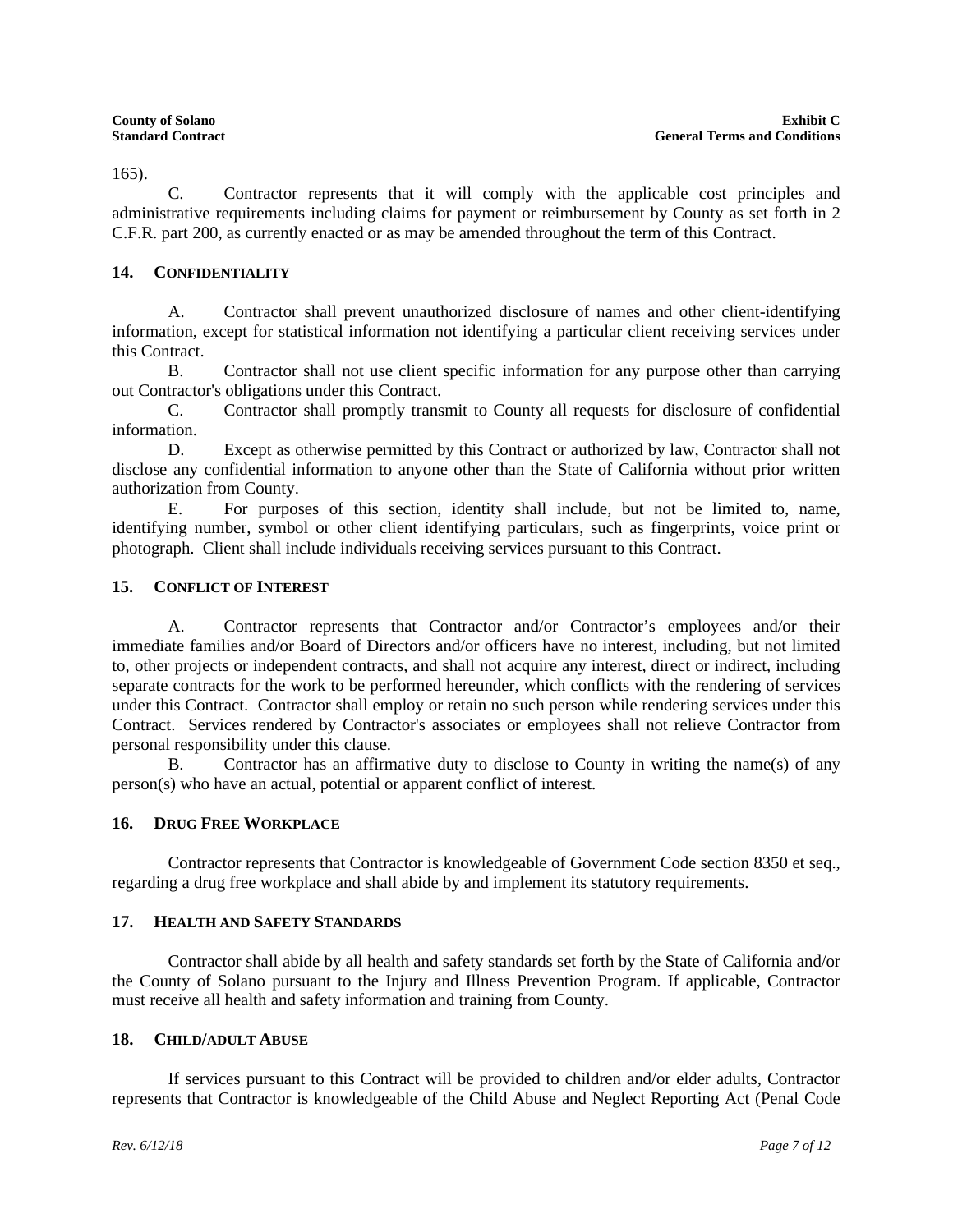165).

C. Contractor represents that it will comply with the applicable cost principles and administrative requirements including claims for payment or reimbursement by County as set forth in 2 C.F.R. part 200, as currently enacted or as may be amended throughout the term of this Contract.

## 14. CONFIDENTIALITY

A. Contractor shall prevent unauthorized disclosure of names and other client-identifying information, except for statistical information not identifying a particular client receiving services under this Contract.

B. Contractor shall not use client specific information for any purpose other than carrying out Contractor's obligations under this Contract.

C. Contractor shall promptly transmit to County all requests for disclosure of confidential information.

D. Except as otherwise permitted by this Contract or authorized by law, Contractor shall not disclose any confidential information to anyone other than the State of California without prior written authorization from County.

E. For purposes of this section, identity shall include, but not be limited to, name, identifying number, symbol or other client identifying particulars, such as fingerprints, voice print or photograph. Client shall include individuals receiving services pursuant to this Contract.

## 15. CONFLICT OF INTEREST

A. Contractor represents that Contractor and/or Contractor's employees and/or their immediate families and/or Board of Directors and/or officers have no interest, including, but not limited to, other projects or independent contracts, and shall not acquire any interest, direct or indirect, including separate contracts for the work to be performed hereunder, which conflicts with the rendering of services under this Contract. Contractor shall employ or retain no such person while rendering services under this Contract. Services rendered by Contractor's associates or employees shall not relieve Contractor from personal responsibility under this clause.

B. Contractor has an affirmative duty to disclose to County in writing the name(s) of any person(s) who have an actual, potential or apparent conflict of interest.

## 16. DRUG FREE WORKPLACE

Contractor represents that Contractor is knowledgeable of Government Code section 8350 et seq., regarding a drug free workplace and shall abide by and implement its statutory requirements.

## 17. HEALTH AND SAFETY STANDARDS

Contractor shall abide by all health and safety standards set forth by the State of California and/or the County of Solano pursuant to the Injury and Illness Prevention Program. If applicable, Contractor must receive all health and safety information and training from County.

## 18. CHILD/ADULT ABUSE

If services pursuant to this Contract will be provided to children and/or elder adults, Contractor represents that Contractor is knowledgeable of the Child Abuse and Neglect Reporting Act (Penal Code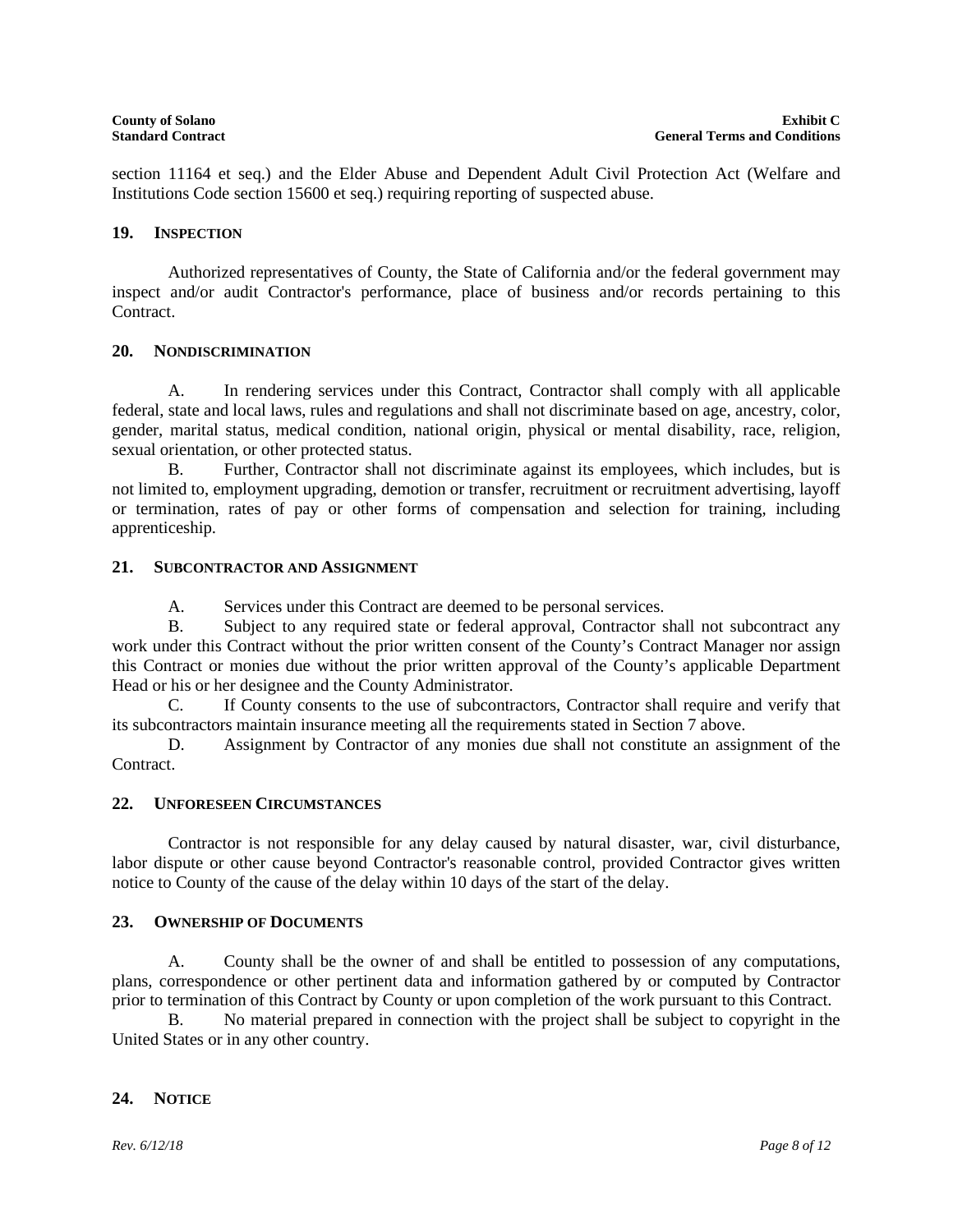section 11164 et seq.) and the Elder Abuse and Dependent Adult Civil Protection Act (Welfare and Institutions Code section 15600 et seq.) requiring reporting of suspected abuse.

## 19. INSPECTION

Authorized representatives of County, the State of California and/or the federal government may inspect and/or audit Contractor's performance, place of business and/or records pertaining to this Contract.

## 20. NONDISCRIMINATION

A. In rendering services under this Contract, Contractor shall comply with all applicable federal, state and local laws, rules and regulations and shall not discriminate based on age, ancestry, color, gender, marital status, medical condition, national origin, physical or mental disability, race, religion, sexual orientation, or other protected status.

B. Further, Contractor shall not discriminate against its employees, which includes, but is not limited to, employment upgrading, demotion or transfer, recruitment or recruitment advertising, layoff or termination, rates of pay or other forms of compensation and selection for training, including apprenticeship.

## 21. SUBCONTRACTOR AND ASSIGNMENT

A. Services under this Contract are deemed to be personal services.

B. Subject to any required state or federal approval, Contractor shall not subcontract any work under this Contract without the prior written consent of the County's Contract Manager nor assign this Contract or monies due without the prior written approval of the County's applicable Department Head or his or her designee and the County Administrator.

C. If County consents to the use of subcontractors, Contractor shall require and verify that its subcontractors maintain insurance meeting all the requirements stated in Section 7 above.

D. Assignment by Contractor of any monies due shall not constitute an assignment of the Contract.

## 22. UNFORESEEN CIRCUMSTANCES

Contractor is not responsible for any delay caused by natural disaster, war, civil disturbance, labor dispute or other cause beyond Contractor's reasonable control, provided Contractor gives written notice to County of the cause of the delay within 10 days of the start of the delay.

## 23. OWNERSHIP OF DOCUMENTS

A. County shall be the owner of and shall be entitled to possession of any computations, plans, correspondence or other pertinent data and information gathered by or computed by Contractor prior to termination of this Contract by County or upon completion of the work pursuant to this Contract.

B. No material prepared in connection with the project shall be subject to copyright in the United States or in any other country.

## 24. NOTICE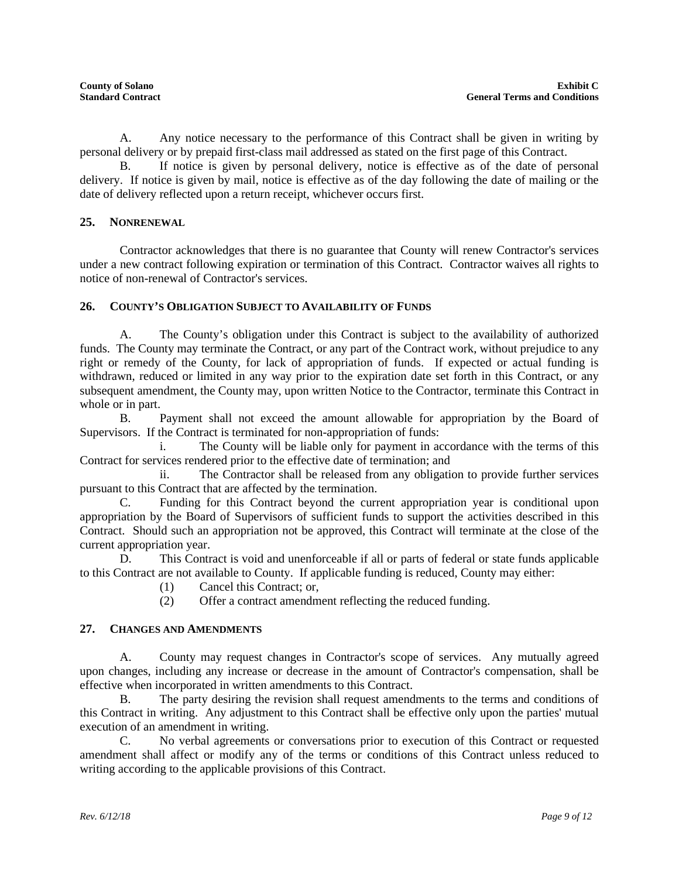A. Any notice necessary to the performance of this Contract shall be given in writing by personal delivery or by prepaid first-class mail addressed as stated on the first page of this Contract.

B. If notice is given by personal delivery, notice is effective as of the date of personal delivery. If notice is given by mail, notice is effective as of the day following the date of mailing or the date of delivery reflected upon a return receipt, whichever occurs first.

## 25. NONRENEWAL

Contractor acknowledges that there is no guarantee that County will renew Contractor's services under a new contract following expiration or termination of this Contract. Contractor waives all rights to notice of non-renewal of Contractor's services.

## 26. COUNTY'S OBLIGATION SUBJECT TO AVAILABILITY OF FUNDS

A. The County's obligation under this Contract is subject to the availability of authorized funds. The County may terminate the Contract, or any part of the Contract work, without prejudice to any right or remedy of the County, for lack of appropriation of funds. If expected or actual funding is withdrawn, reduced or limited in any way prior to the expiration date set forth in this Contract, or any subsequent amendment, the County may, upon written Notice to the Contractor, terminate this Contract in whole or in part.

B. Payment shall not exceed the amount allowable for appropriation by the Board of Supervisors. If the Contract is terminated for non-appropriation of funds:

i. The County will be liable only for payment in accordance with the terms of this Contract for services rendered prior to the effective date of termination; and

ii. The Contractor shall be released from any obligation to provide further services pursuant to this Contract that are affected by the termination.

C. Funding for this Contract beyond the current appropriation year is conditional upon appropriation by the Board of Supervisors of sufficient funds to support the activities described in this Contract. Should such an appropriation not be approved, this Contract will terminate at the close of the current appropriation year.

D. This Contract is void and unenforceable if all or parts of federal or state funds applicable to this Contract are not available to County. If applicable funding is reduced, County may either:

(1) Cancel this Contract; or,

(2) Offer a contract amendment reflecting the reduced funding.

## 27. CHANGES AND AMENDMENTS

A. County may request changes in Contractor's scope of services. Any mutually agreed upon changes, including any increase or decrease in the amount of Contractor's compensation, shall be effective when incorporated in written amendments to this Contract.

B. The party desiring the revision shall request amendments to the terms and conditions of this Contract in writing. Any adjustment to this Contract shall be effective only upon the parties' mutual execution of an amendment in writing.

C. No verbal agreements or conversations prior to execution of this Contract or requested amendment shall affect or modify any of the terms or conditions of this Contract unless reduced to writing according to the applicable provisions of this Contract.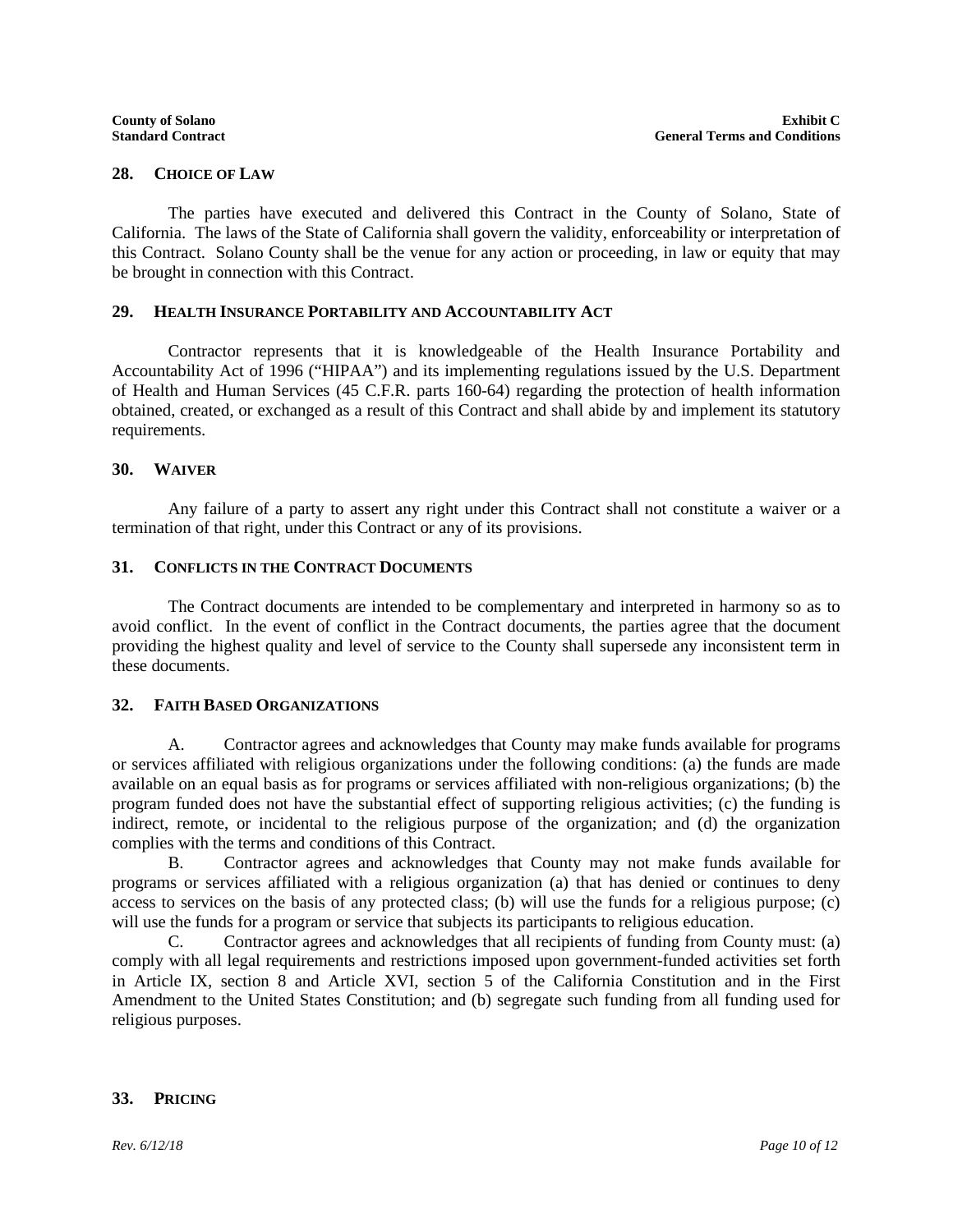## 28. CHOICE OF LAW

The parties have executed and delivered this Contract in the County of Solano, State of California. The laws of the State of California shall govern the validity, enforceability or interpretation of this Contract. Solano County shall be the venue for any action or proceeding, in law or equity that may be brought in connection with this Contract.

## 29. HEALTH INSURANCE PORTABILITY AND ACCOUNTABILITY ACT

Contractor represents that it is knowledgeable of the Health Insurance Portability and Accountability Act of 1996 ("HIPAA") and its implementing regulations issued by the U.S. Department of Health and Human Services (45 C.F.R. parts 160-64) regarding the protection of health information obtained, created, or exchanged as a result of this Contract and shall abide by and implement its statutory requirements.

## 30. WAIVER

Any failure of a party to assert any right under this Contract shall not constitute a waiver or a termination of that right, under this Contract or any of its provisions.

## 31. CONFLICTS IN THE CONTRACT DOCUMENTS

The Contract documents are intended to be complementary and interpreted in harmony so as to avoid conflict. In the event of conflict in the Contract documents, the parties agree that the document providing the highest quality and level of service to the County shall supersede any inconsistent term in these documents.

## 32. FAITH BASED ORGANIZATIONS

A. Contractor agrees and acknowledges that County may make funds available for programs or services affiliated with religious organizations under the following conditions: (a) the funds are made available on an equal basis as for programs or services affiliated with non-religious organizations; (b) the program funded does not have the substantial effect of supporting religious activities; (c) the funding is indirect, remote, or incidental to the religious purpose of the organization; and (d) the organization complies with the terms and conditions of this Contract.

B. Contractor agrees and acknowledges that County may not make funds available for programs or services affiliated with a religious organization (a) that has denied or continues to deny access to services on the basis of any protected class; (b) will use the funds for a religious purpose; (c) will use the funds for a program or service that subjects its participants to religious education.

C. Contractor agrees and acknowledges that all recipients of funding from County must: (a) comply with all legal requirements and restrictions imposed upon government-funded activities set forth in Article IX, section 8 and Article XVI, section 5 of the California Constitution and in the First Amendment to the United States Constitution; and (b) segregate such funding from all funding used for religious purposes.

## 33. PRICING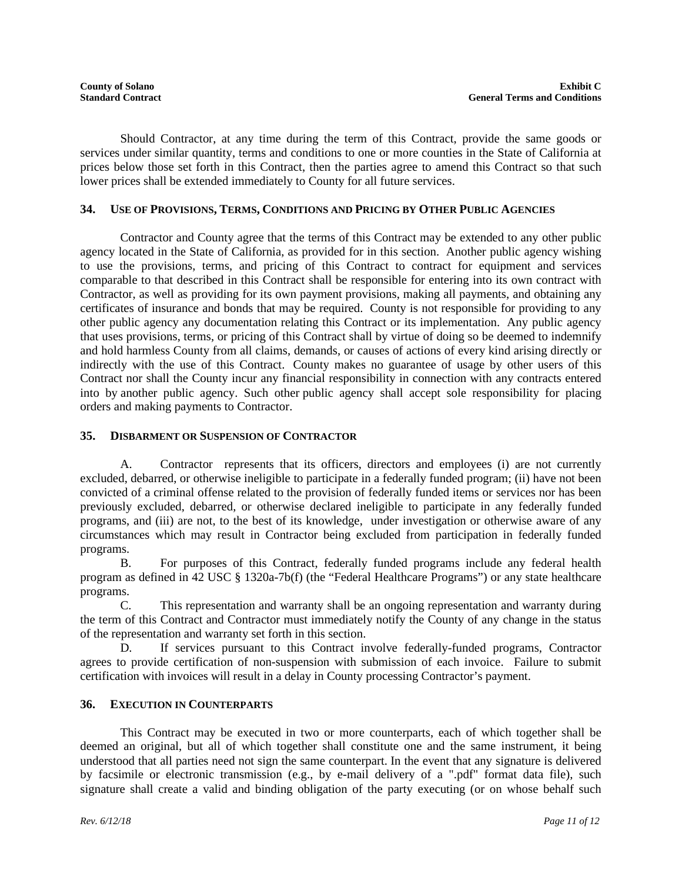Should Contractor, at any time during the term of this Contract, provide the same goods or services under similar quantity, terms and conditions to one or more counties in the State of California at prices below those set forth in this Contract, then the parties agree to amend this Contract so that such lower prices shall be extended immediately to County for all future services.

## 34. Use of Provisions, Terms, Conditions and Pricing by Other Public Agencies

Contractor and County agree that the terms of this Contract may be extended to any other public agency located in the State of California, as provided for in this section. Another public agency wishing to use the provisions, terms, and pricing of this Contract to contract for equipment and services comparable to that described in this Contract shall be responsible for entering into its own contract with Contractor, as well as providing for its own payment provisions, making all payments, and obtaining any certificates of insurance and bonds that may be required. County is not responsible for providing to any other public agency any documentation relating this Contract or its implementation. Any public agency that uses provisions, terms, or pricing of this Contract shall by virtue of doing so be deemed to indemnify and hold harmless County from all claims, demands, or causes of actions of every kind arising directly or indirectly with the use of this Contract. County makes no guarantee of usage by other users of this Contract nor shall the County incur any financial responsibility in connection with any contracts entered into by another public agency. Such other public agency shall accept sole responsibility for placing orders and making payments to Contractor.

## 35. Disbarment or Suspension of Contractor

A. Contractor represents that its officers, directors and employees (i) are not currently excluded, debarred, or otherwise ineligible to participate in a federally funded program; (ii) have not been convicted of a criminal offense related to the provision of federally funded items or services nor has been previously excluded, debarred, or otherwise declared ineligible to participate in any federally funded programs, and (iii) are not, to the best of its knowledge, under investigation or otherwise aware of any circumstances which may result in Contractor being excluded from participation in federally funded programs.

B. For purposes of this Contract, federally funded programs include any federal health program as defined in 42 USC § 1320a-7b(f) (the "Federal Healthcare Programs") or any state healthcare programs.

C. This representation and warranty shall be an ongoing representation and warranty during the term of this Contract and Contractor must immediately notify the County of any change in the status of the representation and warranty set forth in this section.

D. If services pursuant to this Contract involve federally-funded programs, Contractor agrees to provide certification of non-suspension with submission of each invoice. Failure to submit certification with invoices will result in a delay in County processing Contractor's payment.

## 36. Execution in Counterparts

This Contract may be executed in two or more counterparts, each of which together shall be deemed an original, but all of which together shall constitute one and the same instrument, it being understood that all parties need not sign the same counterpart. In the event that any signature is delivered by facsimile or electronic transmission (e.g., by e-mail delivery of a ".pdf" format data file), such signature shall create a valid and binding obligation of the party executing (or on whose behalf such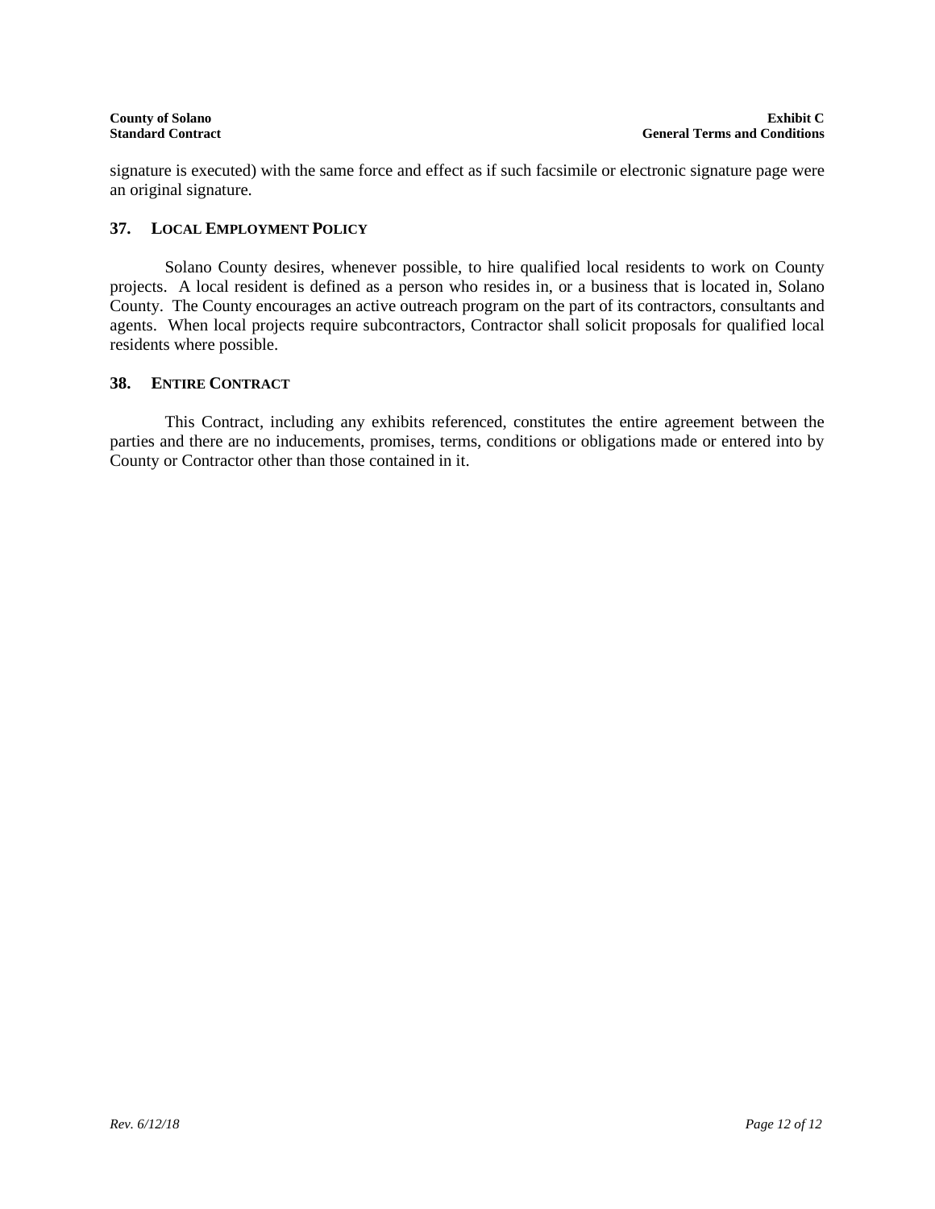signature is executed) with the same force and effect as if such facsimile or electronic signature page were an original signature.

### 37. LOCAL EMPLOYMENT POLICY

Solano County desires, whenever possible, to hire qualified local residents to work on County projects. A local resident is defined as a person who resides in, or a business that is located in, Solano County. The County encourages an active outreach program on the part of its contractors, consultants and agents. When local projects require subcontractors, Contractor shall solicit proposals for qualified local residents where possible.

### 38. ENTIRE CONTRACT

This Contract, including any exhibits referenced, constitutes the entire agreement between the parties and there are no inducements, promises, terms, conditions or obligations made or entered into by County or Contractor other than those contained in it.